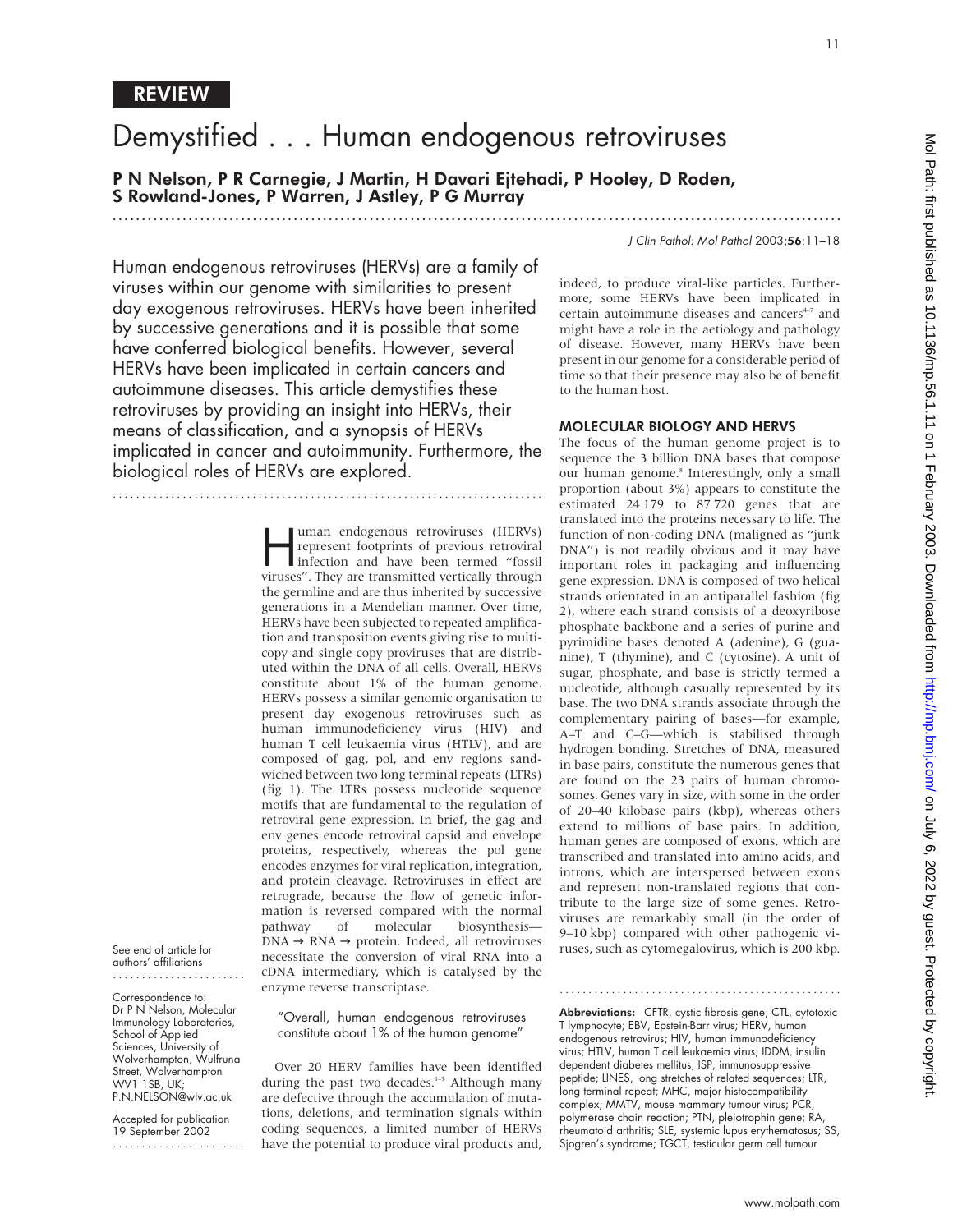REVIEW

# Demystified . . . Human endogenous retroviruses

**P N Nelson, P R Carnegie, J Martin, H Davari Ejtehadi, P Hooley, D Roden, S Rowland-Jones, P Warren, J Astley, P G Murray**

Human endogenous retroviruses (HERVs) are a family of viruses within our genome with similarities to present day exogenous retroviruses. HERVs have been inherited by successive generations and it is possible that some have conferred biological benefits. However, several HERVs have been implicated in certain cancers and autoimmune diseases. This article demystifies these retroviruses by providing an insight into HERVs, their means of classification, and a synopsis of HERVs implicated in cancer and autoimmunity. Furthermore, the biological roles of HERVs are explored.

See end of article for authors' affiliations

Correspondence to: Dr P N Nelson, Molecular Immunology Laboratories, School of Applied Sciences, University of Wolverhampton, Wulfruna Street, Wolverhampton WV1 1SB, UK; P.N.NELSON@wlv.ac.uk

Accepted for publication 19 September 2002

Human endogenous retroviruses (HERVs) represent footprints of previous retroviral infection and have been termed "fossil viruses". They are transmitted vertically through the germline and are thus inherited by successive generations in a Mendelian manner. Over time, HERVs have been subjected to repeated amplification and transposition events giving rise to multicopy and single copy proviruses that are distributed within the DNA of all cells. Overall, HERVs constitute about 1% of the human genome. HERVs possess a similar genomic organisation to present day exogenous retroviruses such as human immunodeficiency virus (HIV) and human T cell leukaemia virus (HTLV), and are composed of gag, pol, and env regions sandwiched between two long terminal repeats (LTRs) (fig 1). The LTRs possess nucleotide sequence motifs that are fundamental to the regulation of retroviral gene expression. In brief, the gag and env genes encode retroviral capsid and envelope proteins, respectively, whereas the pol gene encodes enzymes for viral replication, integration, and protein cleavage. Retroviruses in effect are retrograde, because the flow of genetic information is reversed compared with the normal pathway of molecular biosynthesis—DNA → RNA → protein. Indeed, all retroviruses necessitate the conversion of viral RNA into a cDNA intermediary, which is catalysed by the enzyme reverse transcriptase.

> "Overall, human endogenous retroviruses constitute about 1% of the human genome"

Over 20 HERV families have been identified during the past two decades.[1–3] Although many are defective through the accumulation of mutations, deletions, and termination signals within coding sequences, a limited number of HERVs have the potential to produce viral products and, indeed, to produce viral-like particles. Furthermore, some HERVs have been implicated in certain autoimmune diseases and cancers[4–7] and might have a role in the aetiology and pathology of disease. However, many HERVs have been present in our genome for a considerable period of time so that their presence may also be of benefit to the human host.

## MOLECULAR BIOLOGY AND HERVS

The focus of the human genome project is to sequence the 3 billion DNA bases that compose our human genome.[8] Interestingly, only a small proportion (about 3%) appears to constitute the estimated 24 179 to 87 720 genes that are translated into the proteins necessary to life. The function of non-coding DNA (maligned as "junk DNA") is not readily obvious and it may have important roles in packaging and influencing gene expression. DNA is composed of two helical strands orientated in an antiparallel fashion (fig 2), where each strand consists of a deoxyribose phosphate backbone and a series of purine and pyrimidine bases denoted A (adenine), G (guanine), T (thymine), and C (cytosine). A unit of sugar, phosphate, and base is strictly termed a nucleotide, although casually represented by its base. The two DNA strands associate through the complementary pairing of bases—for example, A–T and C–G—which is stabilised through hydrogen bonding. Stretches of DNA, measured in base pairs, constitute the numerous genes that are found on the 23 pairs of human chromosomes. Genes vary in size, with some in the order of 20–40 kilobase pairs (kbp), whereas others extend to millions of base pairs. In addition, human genes are composed of exons, which are transcribed and translated into amino acids, and introns, which are interspersed between exons and represent non-translated regions that contribute to the large size of some genes. Retroviruses are remarkably small (in the order of 9–10 kbp) compared with other pathogenic viruses, such as cytomegalovirus, which is 200 kbp.

**Abbreviations:** CFTR, cystic fibrosis gene; CTL, cytotoxic T lymphocyte; EBV, Epstein-Barr virus; HERV, human endogenous retrovirus; HIV, human immunodeficiency virus; HTLV, human T cell leukaemia virus; IDDM, insulin dependent diabetes mellitus; ISP, immunosuppressive peptide; LINES, long stretches of related sequences; LTR, long terminal repeat; MHC, major histocompatibility complex; MMTV, mouse mammary tumour virus; PCR, polymerase chain reaction; PTN, pleiotrophin gene; RA, rheumatoid arthritis; SLE, systemic lupus erythematosus; SS, Sjogren's syndrome; TGCT, testicular germ cell tumour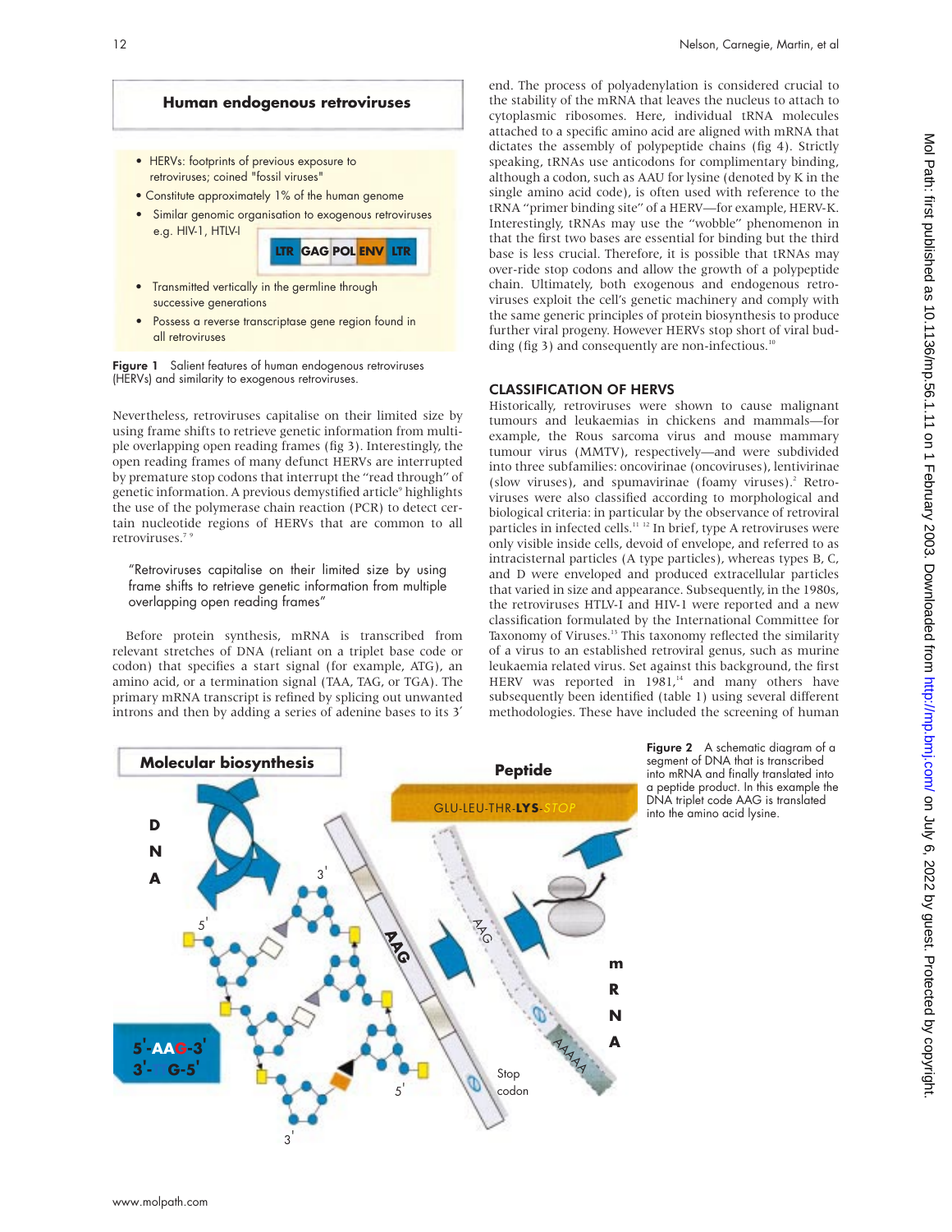**Human endogenous retroviruses**

- HERVs: footprints of previous exposure to retroviruses; coined "fossil viruses"
- Constitute approximately 1% of the human genome
- Similar genomic organisation to exogenous retroviruses e.g. HIV-1, HTLV-I

LTR GAG POL ENV LTR

- Transmitted vertically in the germline through successive generations
- Possess a reverse transcriptase gene region found in all retroviruses

**Figure 1** Salient features of human endogenous retroviruses (HERVs) and similarity to exogenous retroviruses.

Nevertheless, retroviruses capitalise on their limited size by using frame shifts to retrieve genetic information from multiple overlapping open reading frames (fig 3). Interestingly, the open reading frames of many defunct HERVs are interrupted by premature stop codons that interrupt the "read through" of genetic information. A previous demystified article[9] highlights the use of the polymerase chain reaction (PCR) to detect certain nucleotide regions of HERVs that are common to all retroviruses.[7 9]

> "Retroviruses capitalise on their limited size by using frame shifts to retrieve genetic information from multiple overlapping open reading frames"

Before protein synthesis, mRNA is transcribed from relevant stretches of DNA (reliant on a triplet base code or codon) that specifies a start signal (for example, ATG), an amino acid, or a termination signal (TAA, TAG, or TGA). The primary mRNA transcript is refined by splicing out unwanted introns and then by adding a series of adenine bases to its 3′ end. The process of polyadenylation is considered crucial to the stability of the mRNA that leaves the nucleus to attach to cytoplasmic ribosomes. Here, individual tRNA molecules attached to a specific amino acid are aligned with mRNA that dictates the assembly of polypeptide chains (fig 4). Strictly speaking, tRNAs use anticodons for complimentary binding, although a codon, such as AAU for lysine (denoted by K in the single amino acid code), is often used with reference to the tRNA "primer binding site" of a HERV—for example, HERV-K. Interestingly, tRNAs may use the "wobble" phenomenon in that the first two bases are essential for binding but the third base is less crucial. Therefore, it is possible that tRNAs may over-ride stop codons and allow the growth of a polypeptide chain. Ultimately, both exogenous and endogenous retroviruses exploit the cell's genetic machinery and comply with the same generic principles of protein biosynthesis to produce further viral progeny. However HERVs stop short of viral budding (fig 3) and consequently are non-infectious.[10]

## CLASSIFICATION OF HERVS

Historically, retroviruses were shown to cause malignant tumours and leukaemias in chickens and mammals—for example, the Rous sarcoma virus and mouse mammary tumour virus (MMTV), respectively—and were subdivided into three subfamilies: oncovirinae (oncoviruses), lentivirinae (slow viruses), and spumavirinae (foamy viruses).[2] Retroviruses were also classified according to morphological and biological criteria: in particular by the observance of retroviral particles in infected cells.[11 12] In brief, type A retroviruses were only visible inside cells, devoid of envelope, and referred to as intracisternal particles (A type particles), whereas types B, C, and D were enveloped and produced extracellular particles that varied in size and appearance. Subsequently, in the 1980s, the retroviruses HTLV-I and HIV-1 were reported and a new classification formulated by the International Committee for Taxonomy of Viruses.[13] This taxonomy reflected the similarity of a virus to an established retroviral genus, such as murine leukaemia related virus. Set against this background, the first HERV was reported in 1981,[14] and many others have subsequently been identified (table 1) using several different methodologies. These have included the screening of human

**Molecular biosynthesis**

DNA

5′-AAG-3′
3′- G-5′

Peptide

GLU-LEU-THR-LYS-STOP

mRNA

AAAAA

Stop codon

**Figure 2** A schematic diagram of a segment of DNA that is transcribed into mRNA and finally translated into a peptide product. In this example the DNA triplet code AAG is translated into the amino acid lysine.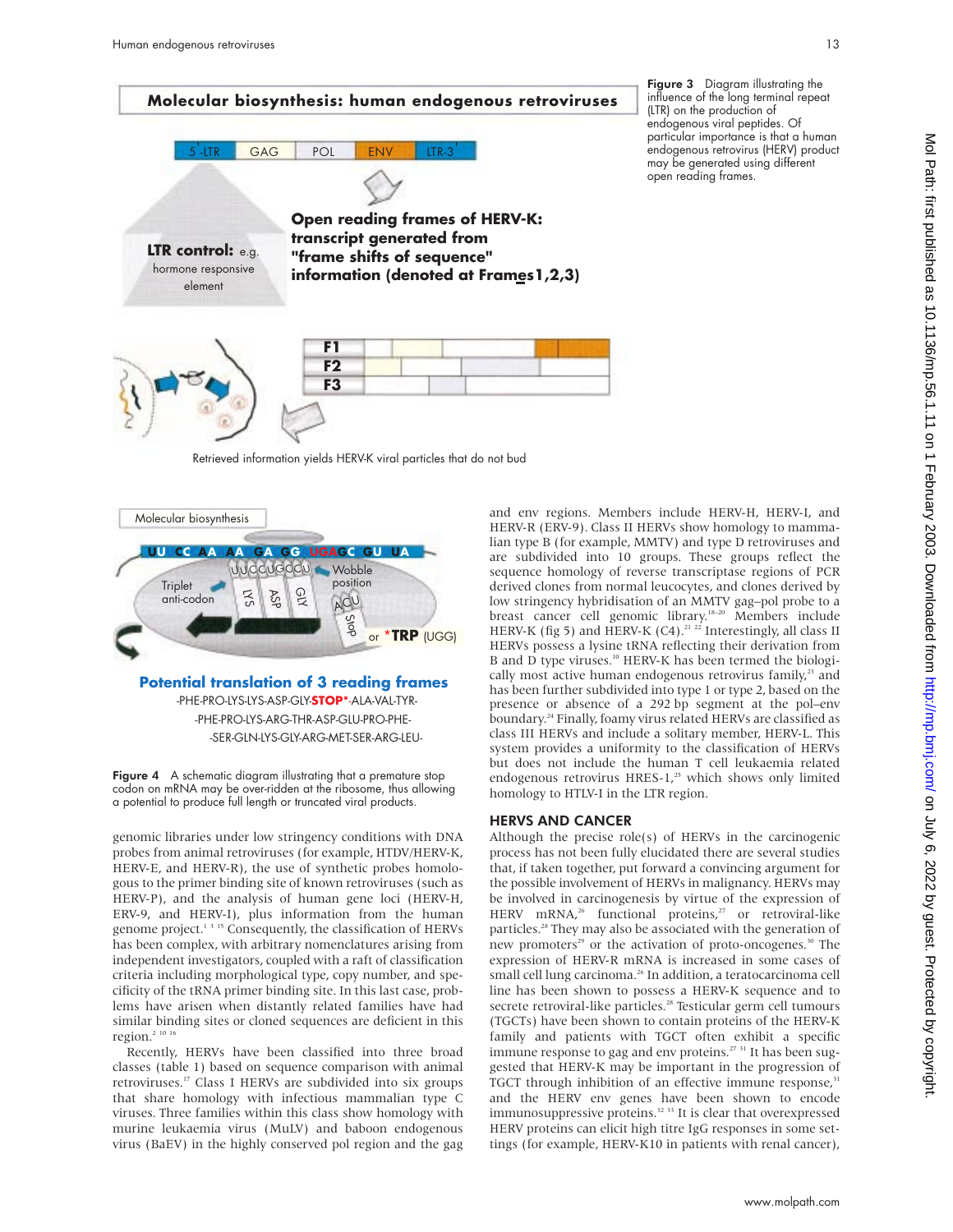**Figure 3** Diagram illustrating the influence of the long terminal repeat (LTR) on the production of endogenous viral peptides. Of particular importance is that a human endogenous retrovirus (HERV) product may be generated using different open reading frames.

**Figure 4** A schematic diagram illustrating that a premature stop codon on mRNA may be over-ridden at the ribosome, thus allowing a potential to produce full length or truncated viral products.

genomic libraries under low stringency conditions with DNA probes from animal retroviruses (for example, HTDV/HERV-K, HERV-E, and HERV-R), the use of synthetic probes homologous to the primer binding site of known retroviruses (such as HERV-P), and the analysis of human gene loci (HERV-H, ERV-9, and HERV-I), plus information from the human genome project.[1 3 15] Consequently, the classification of HERVs has been complex, with arbitrary nomenclatures arising from independent investigators, coupled with a raft of classification criteria including morphological type, copy number, and specificity of the tRNA primer binding site. In this last case, problems have arisen when distantly related families have had similar binding sites or cloned sequences are deficient in this region.[2 10 16]

Recently, HERVs have been classified into three broad classes (table 1) based on sequence comparison with animal retroviruses.[17] Class I HERVs are subdivided into six groups that share homology with infectious mammalian type C viruses. Three families within this class show homology with murine leukaemia virus (MuLV) and baboon endogenous virus (BaEV) in the highly conserved pol region and the gag and env regions. Members include HERV-H, HERV-I, and HERV-R (ERV-9). Class II HERVs show homology to mammalian type B (for example, MMTV) and type D retroviruses and are subdivided into 10 groups. These groups reflect the sequence homology of reverse transcriptase regions of PCR derived clones from normal leucocytes, and clones derived by low stringency hybridisation of an MMTV gag–pol probe to a breast cancer cell genomic library.[18–20] Members include HERV-K (fig 5) and HERV-K (C4).[21 22] Interestingly, all class II HERVs possess a lysine tRNA reflecting their derivation from B and D type viruses.[10] HERV-K has been termed the biologically most active human endogenous retrovirus family,[23] and has been further subdivided into type 1 or type 2, based on the presence or absence of a 292 bp segment at the pol–env boundary.[24] Finally, foamy virus related HERVs are classified as class III HERVs and include a solitary member, HERV-L. This system provides a uniformity to the classification of HERVs but does not include the human T cell leukaemia related endogenous retrovirus HRES-1,[25] which shows only limited homology to HTLV-I in the LTR region.

## HERVS AND CANCER

Although the precise role(s) of HERVs in the carcinogenic process has not been fully elucidated there are several studies that, if taken together, put forward a convincing argument for the possible involvement of HERVs in malignancy. HERVs may be involved in carcinogenesis by virtue of the expression of HERV mRNA,[26] functional proteins,[27] or retroviral-like particles.[28] They may also be associated with the generation of new promoters[29] or the activation of proto-oncogenes.[30] The expression of HERV-R mRNA is increased in some cases of small cell lung carcinoma.[26] In addition, a teratocarcinoma cell line has been shown to possess a HERV-K sequence and to secrete retroviral-like particles.[28] Testicular germ cell tumours (TGCTs) have been shown to contain proteins of the HERV-K family and patients with TGCT often exhibit a specific immune response to gag and env proteins.[27 31] It has been suggested that HERV-K may be important in the progression of TGCT through inhibition of an effective immune response,[31] and the HERV env genes have been shown to encode immunosuppressive proteins.[32 33] It is clear that overexpressed HERV proteins can elicit high titre IgG responses in some settings (for example, HERV-K10 in patients with renal cancer),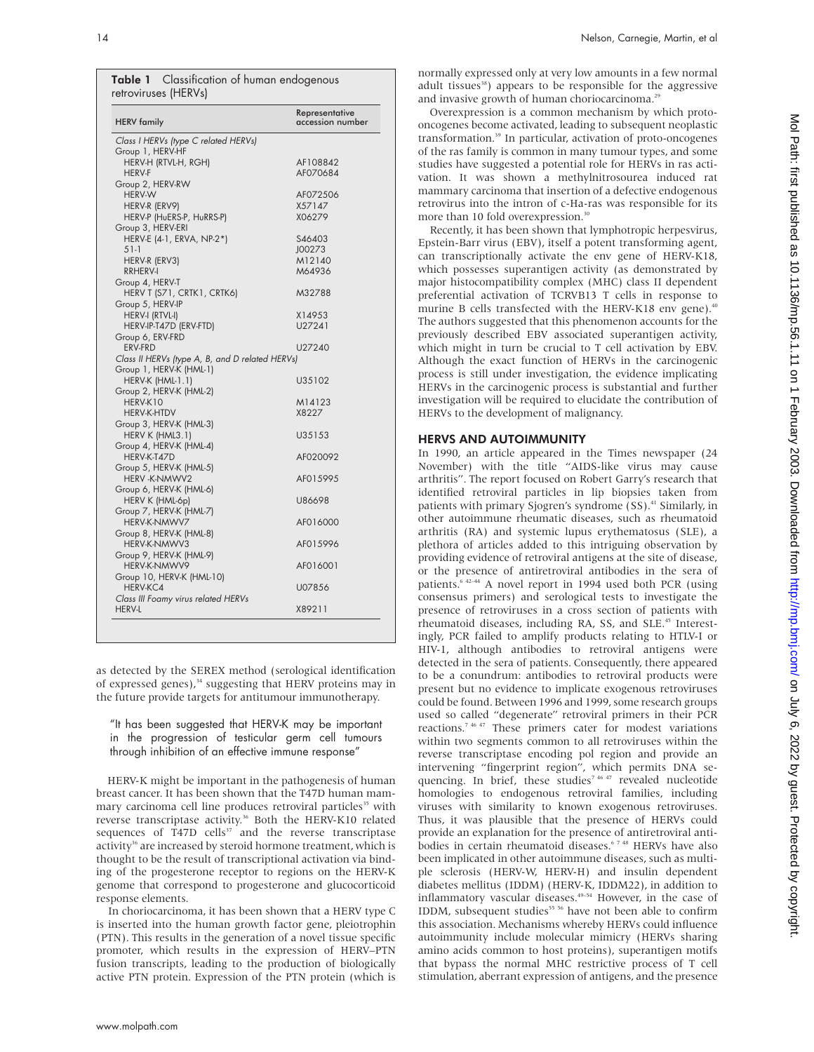**Table 1** Classification of human endogenous retroviruses (HERVs)

| HERV family | Representative accession number |
|---|---|
| *Class I HERVs (type C related HERVs)* | |
| Group 1, HERV-HF | |
| HERV-H (RTVL-H, RGH) | AF108842 |
| HERV-F | AF070684 |
| Group 2, HERV-RW | |
| HERV-W | AF072506 |
| HERV-R (ERV9) | X57147 |
| HERV-P (HuERS-P, HuRRS-P) | X06279 |
| Group 3, HERV-ERI | |
| HERV-E (4-1, ERVA, NP-2*) | S46403 |
| 51-1 | J00273 |
| HERV-R (ERV3) | M12140 |
| RRHERV-I | M64936 |
| Group 4, HERV-T | |
| HERV T (S71, CRTK1, CRTK6) | M32788 |
| Group 5, HERV-IP | |
| HERV-I (RTVL-I) | X14953 |
| HERV-IP-T47D (ERV-FTD) | U27241 |
| Group 6, ERV-FRD | |
| ERV-FRD | U27240 |
| *Class II HERVs (type A, B, and D related HERVs)* | |
| Group 1, HERV-K (HML-1) | |
| HERV-K (HML-1.1) | U35102 |
| Group 2, HERV-K (HML-2) | |
| HERV-K10 | M14123 |
| HERV-K-HTDV | X8227 |
| Group 3, HERV-K (HML-3) | |
| HERV K (HML3.1) | U35153 |
| Group 4, HERV-K (HML-4) | |
| HERV-K-T47D | AF020092 |
| Group 5, HERV-K (HML-5) | |
| HERV -K-NMWV2 | AF015995 |
| Group 6, HERV-K (HML-6) | |
| HERV K (HML-6p) | U86698 |
| Group 7, HERV-K (HML-7) | |
| HERV-K-NMWV7 | AF016000 |
| Group 8, HERV-K (HML-8) | |
| HERV-K-NMWV3 | AF015996 |
| Group 9, HERV-K (HML-9) | |
| HERV-K-NMWV9 | AF016001 |
| Group 10, HERV-K (HML-10) | |
| HERV-KC4 | U07856 |
| *Class III Foamy virus related HERVs* | |
| HERV-L | X89211 |

as detected by the SEREX method (serological identification of expressed genes),[34] suggesting that HERV proteins may in the future provide targets for antitumour immunotherapy.

> "It has been suggested that HERV-K may be important in the progression of testicular germ cell tumours through inhibition of an effective immune response"

HERV-K might be important in the pathogenesis of human breast cancer. It has been shown that the T47D human mammary carcinoma cell line produces retroviral particles[35] with reverse transcriptase activity.[36] Both the HERV-K10 related sequences of T47D cells[37] and the reverse transcriptase activity[36] are increased by steroid hormone treatment, which is thought to be the result of transcriptional activation via binding of the progesterone receptor to regions on the HERV-K genome that correspond to progesterone and glucocorticoid response elements.

In choriocarcinoma, it has been shown that a HERV type C is inserted into the human growth factor gene, pleiotrophin (PTN). This results in the generation of a novel tissue specific promoter, which results in the expression of HERV–PTN fusion transcripts, leading to the production of biologically active PTN protein. Expression of the PTN protein (which is normally expressed only at very low amounts in a few normal adult tissues[38]) appears to be responsible for the aggressive and invasive growth of human choriocarcinoma.[29]

Overexpression is a common mechanism by which proto-oncogenes become activated, leading to subsequent neoplastic transformation.[39] In particular, activation of proto-oncogenes of the ras family is common in many tumour types, and some studies have suggested a potential role for HERVs in ras activation. It was shown a methylnitrosourea induced rat mammary carcinoma that insertion of a defective endogenous retrovirus into the intron of c-Ha-ras was responsible for its more than 10 fold overexpression.[30]

Recently, it has been shown that lymphotropic herpesvirus, Epstein-Barr virus (EBV), itself a potent transforming agent, can transcriptionally activate the env gene of HERV-K18, which possesses superantigen activity (as demonstrated by major histocompatibility complex (MHC) class II dependent preferential activation of TCRVB13 T cells in response to murine B cells transfected with the HERV-K18 env gene).[40] The authors suggested that this phenomenon accounts for the previously described EBV associated superantigen activity, which might in turn be crucial to T cell activation by EBV. Although the exact function of HERVs in the carcinogenic process is still under investigation, the evidence implicating HERVs in the carcinogenic process is substantial and further investigation will be required to elucidate the contribution of HERVs to the development of malignancy.

## HERVS AND AUTOIMMUNITY

In 1990, an article appeared in the Times newspaper (24 November) with the title "AIDS-like virus may cause arthritis". The report focused on Robert Garry's research that identified retroviral particles in lip biopsies taken from patients with primary Sjogren's syndrome (SS).[41] Similarly, in other autoimmune rheumatic diseases, such as rheumatoid arthritis (RA) and systemic lupus erythematosus (SLE), a plethora of articles added to this intriguing observation by providing evidence of retroviral antigens at the site of disease, or the presence of antiretroviral antibodies in the sera of patients.[6,42–44] A novel report in 1994 used both PCR (using consensus primers) and serological tests to investigate the presence of retroviruses in a cross section of patients with rheumatoid diseases, including RA, SS, and SLE.[45] Interestingly, PCR failed to amplify products relating to HTLV-I or HIV-1, although antibodies to retroviral antigens were detected in the sera of patients. Consequently, there appeared to be a conundrum: antibodies to retroviral products were present but no evidence to implicate exogenous retroviruses could be found. Between 1996 and 1999, some research groups used so called "degenerate" retroviral primers in their PCR reactions.[7,46,47] These primers cater for modest variations within two segments common to all retroviruses within the reverse transcriptase encoding pol region and provide an intervening "fingerprint region", which permits DNA sequencing. In brief, these studies[7,46,47] revealed nucleotide homologies to endogenous retroviral families, including viruses with similarity to known exogenous retroviruses. Thus, it was plausible that the presence of HERVs could provide an explanation for the presence of antiretroviral antibodies in certain rheumatoid diseases.[6,7,48] HERVs have also been implicated in other autoimmune diseases, such as multiple sclerosis (HERV-W, HERV-H) and insulin dependent diabetes mellitus (IDDM) (HERV-K, IDDM22), in addition to inflammatory vascular diseases.[49–54] However, in the case of IDDM, subsequent studies[55,56] have not been able to confirm this association. Mechanisms whereby HERVs could influence autoimmunity include molecular mimicry (HERVs sharing amino acids common to host proteins), superantigen motifs that bypass the normal MHC restrictive process of T cell stimulation, aberrant expression of antigens, and the presence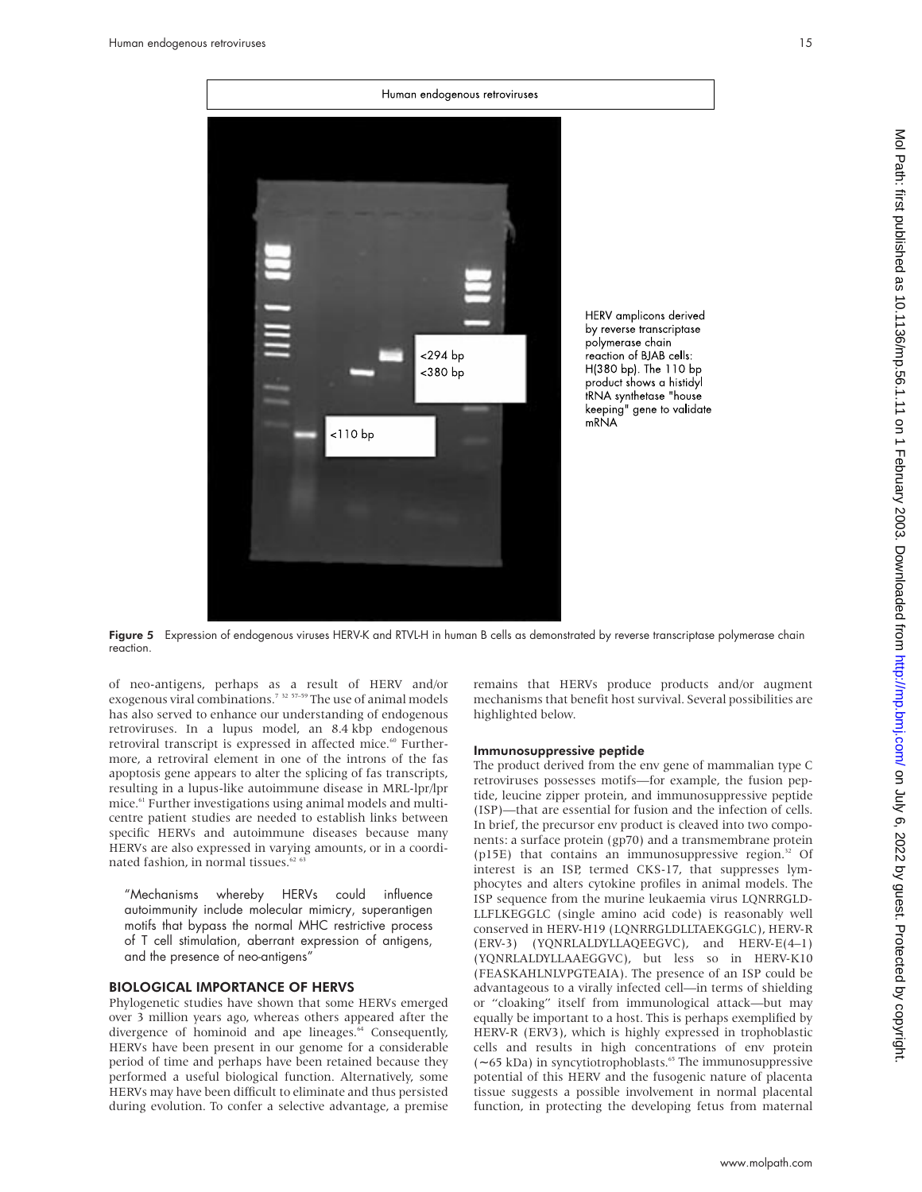Human endogenous retroviruses

<294 bp

<380 bp

<110 bp

HERV amplicons derived by reverse transcriptase polymerase chain reaction of BJAB cells: H(380 bp). The 110 bp product shows a histidyl tRNA synthetase "house keeping" gene to validate mRNA

**Figure 5** Expression of endogenous viruses HERV-K and RTVL-H in human B cells as demonstrated by reverse transcriptase polymerase chain reaction.

of neo-antigens, perhaps as a result of HERV and/or exogenous viral combinations.[7 32 57–59] The use of animal models has also served to enhance our understanding of endogenous retroviruses. In a lupus model, an 8.4 kbp endogenous retroviral transcript is expressed in affected mice.[60] Furthermore, a retroviral element in one of the introns of the fas apoptosis gene appears to alter the splicing of fas transcripts, resulting in a lupus-like autoimmune disease in MRL-lpr/lpr mice.[61] Further investigations using animal models and multicentre patient studies are needed to establish links between specific HERVs and autoimmune diseases because many HERVs are also expressed in varying amounts, or in a coordinated fashion, in normal tissues.[62 63]

> "Mechanisms whereby HERVs could influence autoimmunity include molecular mimicry, superantigen motifs that bypass the normal MHC restrictive process of T cell stimulation, aberrant expression of antigens, and the presence of neo-antigens"

## BIOLOGICAL IMPORTANCE OF HERVS

Phylogenetic studies have shown that some HERVs emerged over 3 million years ago, whereas others appeared after the divergence of hominoid and ape lineages.[64] Consequently, HERVs have been present in our genome for a considerable period of time and perhaps have been retained because they performed a useful biological function. Alternatively, some HERVs may have been difficult to eliminate and thus persisted during evolution. To confer a selective advantage, a premise remains that HERVs produce products and/or augment mechanisms that benefit host survival. Several possibilities are highlighted below.

### Immunosuppressive peptide

The product derived from the env gene of mammalian type C retroviruses possesses motifs—for example, the fusion peptide, leucine zipper protein, and immunosuppressive peptide (ISP)—that are essential for fusion and the infection of cells. In brief, the precursor env product is cleaved into two components: a surface protein (gp70) and a transmembrane protein (p15E) that contains an immunosuppressive region.[32] Of interest is an ISP, termed CKS-17, that suppresses lymphocytes and alters cytokine profiles in animal models. The ISP sequence from the murine leukaemia virus LQNRRGLD-LLFLKEGGLC (single amino acid code) is reasonably well conserved in HERV-H19 (LQNRRGLDLLTAEKGGLC), HERV-R (ERV-3) (YQNRLALDYLLAQEEGVC), and HERV-E(4–1) (YQNRLALDYLLAAEGGVC), but less so in HERV-K10 (FEASKAHLNLVPGTEAIA). The presence of an ISP could be advantageous to a virally infected cell—in terms of shielding or "cloaking" itself from immunological attack—but may equally be important to a host. This is perhaps exemplified by HERV-R (ERV3), which is highly expressed in trophoblastic cells and results in high concentrations of env protein (~65 kDa) in syncytiotrophoblasts.[65] The immunosuppressive potential of this HERV and the fusogenic nature of placenta tissue suggests a possible involvement in normal placental function, in protecting the developing fetus from maternal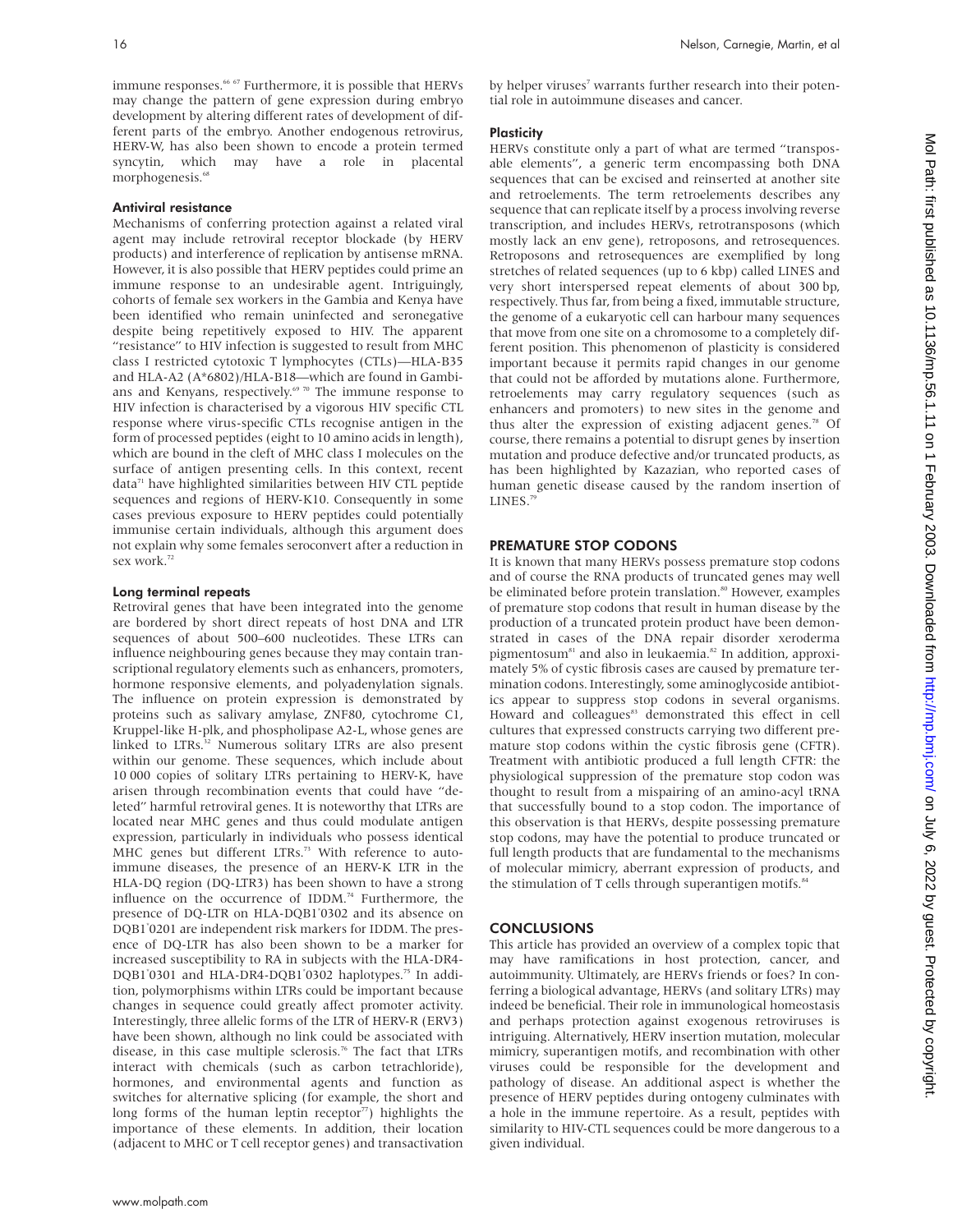immune responses.[66, 67] Furthermore, it is possible that HERVs may change the pattern of gene expression during embryo development by altering different rates of development of different parts of the embryo. Another endogenous retrovirus, HERV-W, has also been shown to encode a protein termed syncytin, which may have a role in placental morphogenesis.[68]

### Antiviral resistance

Mechanisms of conferring protection against a related viral agent may include retroviral receptor blockade (by HERV products) and interference of replication by antisense mRNA. However, it is also possible that HERV peptides could prime an immune response to an undesirable agent. Intriguingly, cohorts of female sex workers in the Gambia and Kenya have been identified who remain uninfected and seronegative despite being repetitively exposed to HIV. The apparent "resistance" to HIV infection is suggested to result from MHC class I restricted cytotoxic T lymphocytes (CTLs)—HLA-B35 and HLA-A2 (A*6802)/HLA-B18—which are found in Gambians and Kenyans, respectively.[69, 70] The immune response to HIV infection is characterised by a vigorous HIV specific CTL response where virus-specific CTLs recognise antigen in the form of processed peptides (eight to 10 amino acids in length), which are bound in the cleft of MHC class I molecules on the surface of antigen presenting cells. In this context, recent data[71] have highlighted similarities between HIV CTL peptide sequences and regions of HERV-K10. Consequently in some cases previous exposure to HERV peptides could potentially immunise certain individuals, although this argument does not explain why some females seroconvert after a reduction in sex work.[72]

### Long terminal repeats

Retroviral genes that have been integrated into the genome are bordered by short direct repeats of host DNA and LTR sequences of about 500–600 nucleotides. These LTRs can influence neighbouring genes because they may contain transcriptional regulatory elements such as enhancers, promoters, hormone responsive elements, and polyadenylation signals. The influence on protein expression is demonstrated by proteins such as salivary amylase, ZNF80, cytochrome C1, Kruppel-like H-plk, and phospholipase A2-L, whose genes are linked to LTRs.[32] Numerous solitary LTRs are also present within our genome. These sequences, which include about 10 000 copies of solitary LTRs pertaining to HERV-K, have arisen through recombination events that could have "deleted" harmful retroviral genes. It is noteworthy that LTRs are located near MHC genes and thus could modulate antigen expression, particularly in individuals who possess identical MHC genes but different LTRs.[73] With reference to autoimmune diseases, the presence of an HERV-K LTR in the HLA-DQ region (DQ-LTR3) has been shown to have a strong influence on the occurrence of IDDM.[74] Furthermore, the presence of DQ-LTR on HLA-DQB1*0302 and its absence on DQB1*0201 are independent risk markers for IDDM. The presence of DQ-LTR has also been shown to be a marker for increased susceptibility to RA in subjects with the HLA-DR4-DQB1*0301 and HLA-DR4-DQB1*0302 haplotypes.[75] In addition, polymorphisms within LTRs could be important because changes in sequence could greatly affect promoter activity. Interestingly, three allelic forms of the LTR of HERV-R (ERV3) have been shown, although no link could be associated with disease, in this case multiple sclerosis.[76] The fact that LTRs interact with chemicals (such as carbon tetrachloride), hormones, and environmental agents and function as switches for alternative splicing (for example, the short and long forms of the human leptin receptor[77]) highlights the importance of these elements. In addition, their location (adjacent to MHC or T cell receptor genes) and transactivation by helper viruses[7] warrants further research into their potential role in autoimmune diseases and cancer.

### Plasticity

HERVs constitute only a part of what are termed "transposable elements", a generic term encompassing both DNA sequences that can be excised and reinserted at another site and retroelements. The term retroelements describes any sequence that can replicate itself by a process involving reverse transcription, and includes HERVs, retrotransposons (which mostly lack an env gene), retroposons, and retrosequences. Retroposons and retrosequences are exemplified by long stretches of related sequences (up to 6 kbp) called LINES and very short interspersed repeat elements of about 300 bp, respectively. Thus far, from being a fixed, immutable structure, the genome of a eukaryotic cell can harbour many sequences that move from one site on a chromosome to a completely different position. This phenomenon of plasticity is considered important because it permits rapid changes in our genome that could not be afforded by mutations alone. Furthermore, retroelements may carry regulatory sequences (such as enhancers and promoters) to new sites in the genome and thus alter the expression of existing adjacent genes.[78] Of course, there remains a potential to disrupt genes by insertion mutation and produce defective and/or truncated products, as has been highlighted by Kazazian, who reported cases of human genetic disease caused by the random insertion of LINES.[79]

## PREMATURE STOP CODONS

It is known that many HERVs possess premature stop codons and of course the RNA products of truncated genes may well be eliminated before protein translation.[80] However, examples of premature stop codons that result in human disease by the production of a truncated protein product have been demonstrated in cases of the DNA repair disorder xeroderma pigmentosum[81] and also in leukaemia.[82] In addition, approximately 5% of cystic fibrosis cases are caused by premature termination codons. Interestingly, some aminoglycoside antibiotics appear to suppress stop codons in several organisms. Howard and colleagues[83] demonstrated this effect in cell cultures that expressed constructs carrying two different premature stop codons within the cystic fibrosis gene (CFTR). Treatment with antibiotic produced a full length CFTR: the physiological suppression of the premature stop codon was thought to result from a mispairing of an amino-acyl tRNA that successfully bound to a stop codon. The importance of this observation is that HERVs, despite possessing premature stop codons, may have the potential to produce truncated or full length products that are fundamental to the mechanisms of molecular mimicry, aberrant expression of products, and the stimulation of T cells through superantigen motifs.[84]

## CONCLUSIONS

This article has provided an overview of a complex topic that may have ramifications in host protection, cancer, and autoimmunity. Ultimately, are HERVs friends or foes? In conferring a biological advantage, HERVs (and solitary LTRs) may indeed be beneficial. Their role in immunological homeostasis and perhaps protection against exogenous retroviruses is intriguing. Alternatively, HERV insertion mutation, molecular mimicry, superantigen motifs, and recombination with other viruses could be responsible for the development and pathology of disease. An additional aspect is whether the presence of HERV peptides during ontogeny culminates with a hole in the immune repertoire. As a result, peptides with similarity to HIV-CTL sequences could be more dangerous to a given individual.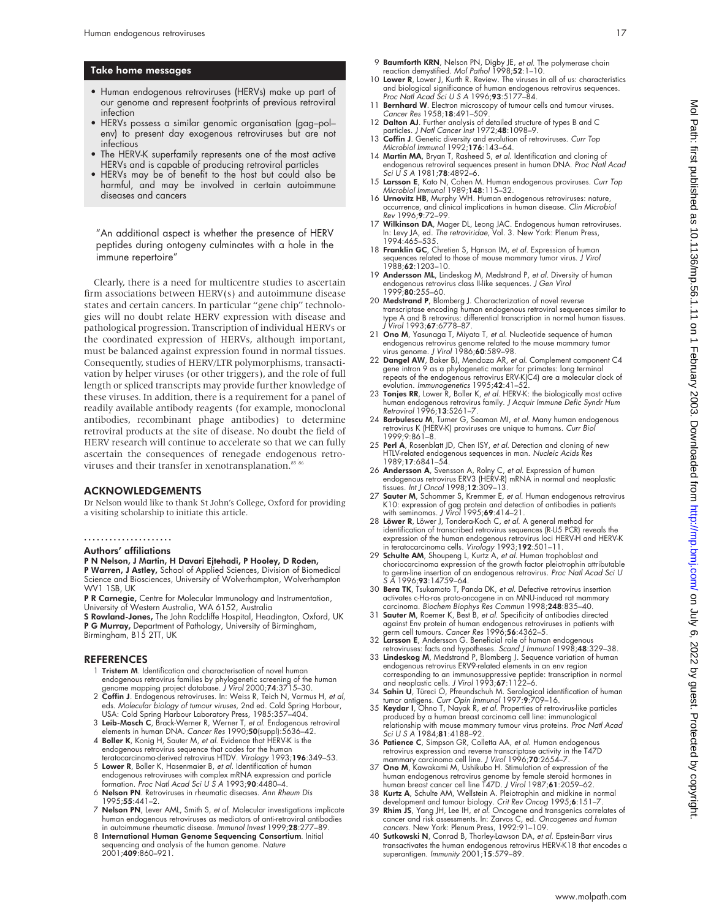## Take home messages

- Human endogenous retroviruses (HERVs) make up part of our genome and represent footprints of previous retroviral infection
- HERVs possess a similar genomic organisation (gag–pol–env) to present day exogenous retroviruses but are not infectious
- The HERV-K superfamily represents one of the most active HERVs and is capable of producing retroviral particles
- HERVs may be of benefit to the host but could also be harmful, and may be involved in certain autoimmune diseases and cancers

"An additional aspect is whether the presence of HERV peptides during ontogeny culminates with a hole in the immune repertoire"

Clearly, there is a need for multicentre studies to ascertain firm associations between HERV(s) and autoimmune disease states and certain cancers. In particular "gene chip" technologies will no doubt relate HERV expression with disease and pathological progression. Transcription of individual HERVs or the coordinated expression of HERVs, although important, must be balanced against expression found in normal tissues. Consequently, studies of HERV/LTR polymorphisms, transactivation by helper viruses (or other triggers), and the role of full length or spliced transcripts may provide further knowledge of these viruses. In addition, there is a requirement for a panel of readily available antibody reagents (for example, monoclonal antibodies, recombinant phage antibodies) to determine retroviral products at the site of disease. No doubt the field of HERV research will continue to accelerate so that we can fully ascertain the consequences of renegade endogenous retroviruses and their transfer in xenotransplantation.[85 86]

## ACKNOWLEDGEMENTS

Dr Nelson would like to thank St John's College, Oxford for providing a visiting scholarship to initiate this article.

### Authors' affiliations

**P N Nelson, J Martin, H Davari Ejtehadi, P Hooley, D Roden, P Warren, J Astley,** School of Applied Sciences, Division of Biomedical Science and Biosciences, University of Wolverhampton, Wolverhampton WV1 1SB, UK

**P R Carnegie,** Centre for Molecular Immunology and Instrumentation, University of Western Australia, WA 6152, Australia

**S Rowland-Jones,** The John Radcliffe Hospital, Headington, Oxford, UK

**P G Murray,** Department of Pathology, University of Birmingham, Birmingham, B15 2TT, UK

## REFERENCES

1. **Tristem M**. Identification and characterisation of novel human endogenous retrovirus families by phylogenetic screening of the human genome mapping project database. *J Virol* 2000;**74**:3715–30.
2. **Coffin J**. Endogenous retroviruses. In: Weiss R, Teich N, Varmus H, *et al*, eds. *Molecular biology of tumour viruses*, 2nd ed. Cold Spring Harbour, USA: Cold Spring Harbour Laboratory Press, 1985:357–404.
3. **Leib-Mosch C**, Brack-Werner R, Werner T, *et al*. Endogenous retroviral elements in human DNA. *Cancer Res* 1990;**50**(suppl):5636–42.
4. **Boller K**, Konig H, Sauter M, *et al*. Evidence that HERV-K is the endogenous retrovirus sequence that codes for the human teratocarcinoma-derived retrovirus HTDV. *Virology* 1993;**196**:349–53.
5. **Lower R**, Boller K, Hasenmaier B, *et al*. Identification of human endogenous retroviruses with complex mRNA expression and particle formation. *Proc Natl Acad Sci U S A* 1993;**90**:4480–4.
6. **Nelson PN**. Retroviruses in rheumatic diseases. *Ann Rheum Dis* 1995;**55**:441–2.
7. **Nelson PN**, Lever AML, Smith S, *et al*. Molecular investigations implicate human endogenous retroviruses as mediators of anti-retroviral antibodies in autoimmune rheumatic disease. *Immunol Invest* 1999;**28**:277–89.
8. **International Human Genome Sequencing Consortium**. Initial sequencing and analysis of the human genome. *Nature* 2001;**409**:860–921.
9. **Baumforth KRN**, Nelson PN, Digby JE, *et al*. The polymerase chain reaction demystified. *Mol Pathol* 1998;**52**:1–10.
10. **Lower R**, Lower J, Kurth R. Review. The viruses in all of us: characteristics and biological significance of human endogenous retrovirus sequences. *Proc Natl Acad Sci U S A* 1996;**93**:5177–84.
11. **Bernhard W**. Electron microscopy of tumour cells and tumour viruses. *Cancer Res* 1958;**18**:491–509.
12. **Dalton AJ**. Further analysis of detailed structure of types B and C particles. *J Natl Cancer Inst* 1972;**48**:1098–9.
13. **Coffin J**. Genetic diversity and evolution of retroviruses. *Curr Top Microbiol Immunol* 1992;**176**:143–64.
14. **Martin MA**, Bryan T, Rasheed S, *et al*. Identification and cloning of endogenous retroviral sequences present in human DNA. *Proc Natl Acad Sci U S A* 1981;**78**:4892–6.
15. **Larsson E**, Kato N, Cohen M. Human endogenous proviruses. *Curr Top Microbiol Immunol* 1989;**148**:115–32.
16. **Urnovitz HB**, Murphy WH. Human endogenous retroviruses: nature, occurrence, and clinical implications in human disease. *Clin Microbiol Rev* 1996;**9**:72–99.
17. **Wilkinson DA**, Mager DL, Leong JAC. Endogenous human retroviruses. In: Levy JA, ed. *The retroviridae*, Vol. 3. New York: Plenum Press, 1994:465–535.
18. **Franklin GC**, Chretien S, Hanson IM, *et al*. Expression of human sequences related to those of mouse mammary tumor virus. *J Virol* 1988;**62**:1203–10.
19. **Andersson ML**, Lindeskog M, Medstrand P, *et al*. Diversity of human endogenous retrovirus class II-like sequences. *J Gen Virol* 1999;**80**:255–60.
20. **Medstrand P**, Blomberg J. Characterization of novel reverse transcriptase encoding human endogenous retroviral sequences similar to type A and B retrovirus: differential transcription in normal human tissues. *J Virol* 1993;**67**:6778–87.
21. **Ono M**, Yasunaga T, Miyata T, *et al*. Nucleotide sequence of human endogenous retrovirus genome related to the mouse mammary tumor virus genome. *J Virol* 1986;**60**:589–98.
22. **Dangel AW**, Baker BJ, Mendoza AR, *et al*. Complement component C4 gene intron 9 as a phylogenetic marker for primates: long terminal repeats of the endogenous retrovirus ERV-K(C4) are a molecular clock of evolution. *Immunogenetics* 1995;**42**:41–52.
23. **Tonjes RR**, Lower R, Boller K, *et al*. HERV-K: the biologically most active human endogenous retrovirus family. *J Acquir Immune Defic Syndr Hum Retrovirol* 1996;**13**:S261–7.
24. **Barbulescu M**, Turner G, Seaman MI, *et al*. Many human endogenous retrovirus K (HERV-K) proviruses are unique to humans. *Curr Biol* 1999;**9**:861–8.
25. **Perl A**, Rosenblatt JD, Chen ISY, *et al*. Detection and cloning of new HTLV-related endogenous sequences in man. *Nucleic Acids Res* 1989;**17**:6841–54.
26. **Andersson A**, Svensson A, Rolny C, *et al*. Expression of human endogenous retrovirus ERV3 (HERV-R) mRNA in normal and neoplastic tissues. *Int J Oncol* 1998;**12**:309–13.
27. **Sauter M**, Schommer S, Kremmer E, *et al*. Human endogenous retrovirus K10: expression of gag protein and detection of antibodies in patients with seminomas. *J Virol* 1995;**69**:414–21.
28. **Löwer R**, Löwer J, Tondera-Koch C, *et al*. A general method for identification of transcribed retrovirus sequences (R-U5 PCR) reveals the expression of the human endogenous retrovirus loci HERV-H and HERV-K in teratocarcinoma cells. *Virology* 1993;**192**:501–11.
29. **Schulte AM**, Shoupeng L, Kurtz A, *et al*. Human trophoblast and choriocarcinoma expression of the growth factor pleiotrophin attributable to germ-line insertion of an endogenous retrovirus. *Proc Natl Acad Sci U S A* 1996;**93**:14759–64.
30. **Bera TK**, Tsukamoto T, Panda DK, *et al*. Defective retrovirus insertion activates c-Ha-ras proto-oncogene in an MNU-induced rat mammary carcinoma. *Biochem Biophys Res Commun* 1998;**248**:835–40.
31. **Sauter M**, Roemer K, Best B, *et al*. Specificity of antibodies directed against Env protein of human endogenous retroviruses in patients with germ cell tumours. *Cancer Res* 1996;**56**:4362–5.
32. **Larsson E**, Andersson G. Beneficial role of human endogenous retroviruses: facts and hypotheses. *Scand J Immunol* 1998;**48**:329–38.
33. **Lindeskog M**, Medstrand P, Blomberg J. Sequence variation of human endogenous retrovirus ERV9-related elements in an env region corresponding to an immunosuppressive peptide: transcription in normal and neoplastic cells. *J Virol* 1993;**67**:1122–6.
34. **Sahin U**, Türeci Ö, Pfreundschuh M. Serological identification of human tumor antigens. *Curr Opin Immunol* 1997:**9**:709–16.
35. **Keydar I**, Ohno T, Nayak R, *et al*. Properties of retrovirus-like particles produced by a human breast carcinoma cell line: immunological relationship with mouse mammary tumour virus proteins. *Proc Natl Acad Sci U S A* 1984;**81**:4188–92.
36. **Patience C**, Simpson GR, Colletta AA, *et al*. Human endogenous retrovirus expression and reverse transcriptase activity in the T47D mammary carcinoma cell line. *J Virol* 1996;**70**:2654–7.
37. **Ono M**, Kawakami M, Ushikubo H. Stimulation of expression of the human endogenous retrovirus genome by female steroid hormones in human breast cancer cell line T47D. *J Virol* 1987;**61**:2059–62.
38. **Kurtz A**, Schulte AM, Wellstein A. Pleiotrophin and midkine in normal development and tumour biology. *Crit Rev Oncog* 1995;**6**:151–7.
39. **Rhim JS**, Yang JH, Lee IH, *et al*. Oncogene and transgenics correlates of cancer and risk assessments. In: Zarvos C, ed. *Oncogenes and human cancers*. New York: Plenum Press, 1992:91–109.
40. **Sutkowski N**, Conrad B, Thorley-Lawson DA, *et al*. Epstein-Barr virus transactivates the human endogenous retrovirus HERV-K18 that encodes a superantigen. *Immunity* 2001;**15**:579–89.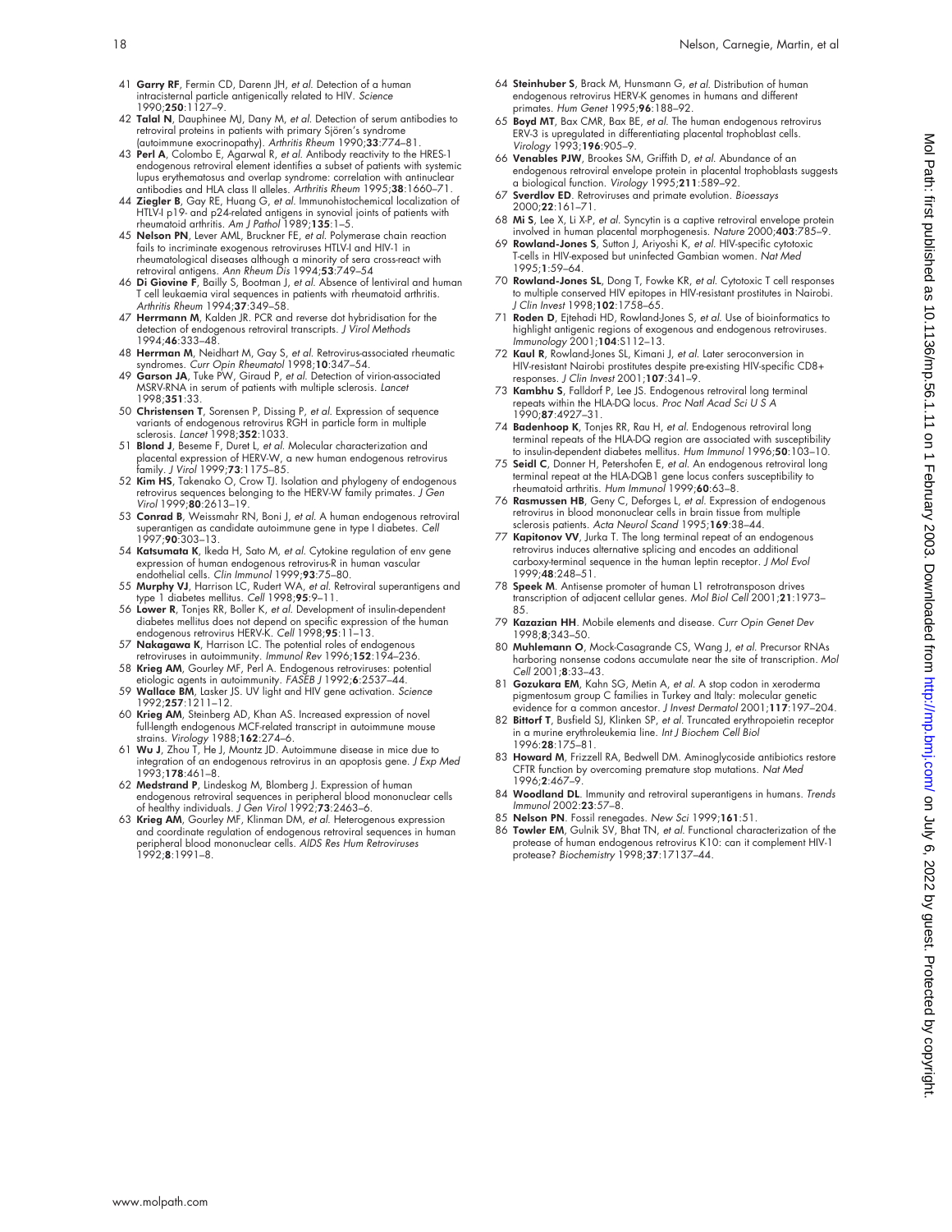41 **Garry RF**, Fermin CD, Darenn JH, *et al.* Detection of a human intracisternal particle antigenically related to HIV. *Science* 1990;**250**:1127–9.

42 **Talal N**, Dauphinee MJ, Dany M, *et al.* Detection of serum antibodies to retroviral proteins in patients with primary Sjören's syndrome (autoimmune exocrinopathy). *Arthritis Rheum* 1990;**33**:774–81.

43 **Perl A**, Colombo E, Agarwal R, *et al.* Antibody reactivity to the HRES-1 endogenous retroviral element identifies a subset of patients with systemic lupus erythematosus and overlap syndrome: correlation with antinuclear antibodies and HLA class II alleles. *Arthritis Rheum* 1995;**38**:1660–71.

44 **Ziegler B**, Gay RE, Huang G, *et al.* Immunohistochemical localization of HTLV-I p19- and p24-related antigens in synovial joints of patients with rheumatoid arthritis. *Am J Pathol* 1989;**135**:1–5.

45 **Nelson PN**, Lever AML, Bruckner FE, *et al.* Polymerase chain reaction fails to incriminate exogenous retroviruses HTLV-I and HIV-1 in rheumatological diseases although a minority of sera cross-react with retroviral antigens. *Ann Rheum Dis* 1994;**53**:749–54

46 **Di Giovine F**, Bailly S, Bootman J, *et al.* Absence of lentiviral and human T cell leukaemia viral sequences in patients with rheumatoid arthritis. *Arthritis Rheum* 1994;**37**:349–58.

47 **Herrmann M**, Kalden JR. PCR and reverse dot hybridisation for the detection of endogenous retroviral transcripts. *J Virol Methods* 1994;**46**:333–48.

48 **Herrman M**, Neidhart M, Gay S, *et al.* Retrovirus-associated rheumatic syndromes. *Curr Opin Rheumatol* 1998;**10**:347–54.

49 **Garson JA**, Tuke PW, Giraud P, *et al.* Detection of virion-associated MSRV-RNA in serum of patients with multiple sclerosis. *Lancet* 1998;**351**:33.

50 **Christensen T**, Sorensen P, Dissing P, *et al.* Expression of sequence variants of endogenous retrovirus RGH in particle form in multiple sclerosis. *Lancet* 1998;**352**:1033.

51 **Blond J**, Beseme F, Duret L, *et al.* Molecular characterization and placental expression of HERV-W, a new human endogenous retrovirus family. *J Virol* 1999;**73**:1175–85.

52 **Kim HS**, Takenako O, Crow TJ. Isolation and phylogeny of endogenous retrovirus sequences belonging to the HERV-W family primates. *J Gen Virol* 1999;**80**:2613–19.

53 **Conrad B**, Weissmahr RN, Boni J, *et al.* A human endogenous retroviral superantigen as candidate autoimmune gene in type I diabetes. *Cell* 1997;**90**:303–13.

54 **Katsumata K**, Ikeda H, Sato M, *et al.* Cytokine regulation of env gene expression of human endogenous retrovirus-R in human vascular endothelial cells. *Clin Immunol* 1999;**93**:75–80.

55 **Murphy VJ**, Harrison LC, Rudert WA, *et al.* Retroviral superantigens and type 1 diabetes mellitus. *Cell* 1998;**95**:9–11.

56 **Lower R**, Tonjes RR, Boller K, *et al.* Development of insulin-dependent diabetes mellitus does not depend on specific expression of the human endogenous retrovirus HERV-K. *Cell* 1998;**95**:11–13.

57 **Nakagawa K**, Harrison LC. The potential roles of endogenous retroviruses in autoimmunity. *Immunol Rev* 1996;**152**:194–236.

58 **Krieg AM**, Gourley MF, Perl A. Endogenous retroviruses: potential etiologic agents in autoimmunity. *FASEB J* 1992;**6**:2537–44.

59 **Wallace BM**, Lasker JS. UV light and HIV gene activation. *Science* 1992;**257**:1211–12.

60 **Krieg AM**, Steinberg AD, Khan AS. Increased expression of novel full-length endogenous MCF-related transcript in autoimmune mouse strains. *Virology* 1988;**162**:274–6.

61 **Wu J**, Zhou T, He J, Mountz JD. Autoimmune disease in mice due to integration of an endogenous retrovirus in an apoptosis gene. *J Exp Med* 1993;**178**:461–8.

62 **Medstrand P**, Lindeskog M, Blomberg J. Expression of human endogenous retroviral sequences in peripheral blood mononuclear cells of healthy individuals. *J Gen Virol* 1992;**73**:2463–6.

63 **Krieg AM**, Gourley MF, Klinman DM, *et al.* Heterogenous expression and coordinate regulation of endogenous retroviral sequences in human peripheral blood mononuclear cells. *AIDS Res Hum Retroviruses* 1992;**8**:1991–8.

64 **Steinhuber S**, Brack M, Hunsmann G, *et al.* Distribution of human endogenous retrovirus HERV-K genomes in humans and different primates. *Hum Genet* 1995;**96**:188–92.

65 **Boyd MT**, Bax CMR, Bax BE, *et al.* The human endogenous retrovirus ERV-3 is upregulated in differentiating placental trophoblast cells. *Virology* 1993;**196**:905–9.

66 **Venables PJW**, Brookes SM, Griffith D, *et al.* Abundance of an endogenous retroviral envelope protein in placental trophoblasts suggests a biological function. *Virology* 1995;**211**:589–92.

67 **Sverdlov ED**. Retroviruses and primate evolution. *Bioessays* 2000;**22**:161–71.

68 **Mi S**, Lee X, Li X-P, *et al.* Syncytin is a captive retroviral envelope protein involved in human placental morphogenesis. *Nature* 2000;**403**:785–9.

69 **Rowland-Jones S**, Sutton J, Ariyoshi K, *et al.* HIV-specific cytotoxic T-cells in HIV-exposed but uninfected Gambian women. *Nat Med* 1995;**1**:59–64.

70 **Rowland-Jones SL**, Dong T, Fowke KR, *et al.* Cytotoxic T cell responses to multiple conserved HIV epitopes in HIV-resistant prostitutes in Nairobi. *J Clin Invest* 1998;**102**:1758–65.

71 **Roden D**, Ejtehadi HD, Rowland-Jones S, *et al.* Use of bioinformatics to highlight antigenic regions of exogenous and endogenous retroviruses. *Immunology* 2001;**104**:S112–13.

72 **Kaul R**, Rowland-Jones SL, Kimani J, *et al.* Later seroconversion in HIV-resistant Nairobi prostitutes despite pre-existing HIV-specific CD8+ responses. *J Clin Invest* 2001;**107**:341–9.

73 **Kambhu S**, Falldorf P, Lee JS. Endogenous retroviral long terminal repeats within the HLA-DQ locus. *Proc Natl Acad Sci U S A* 1990;**87**:4927–31.

74 **Badenhoop K**, Tonjes RR, Rau H, *et al.* Endogenous retroviral long terminal repeats of the HLA-DQ region are associated with susceptibility to insulin-dependent diabetes mellitus. *Hum Immunol* 1996;**50**:103–10.

75 **Seidl C**, Donner H, Petershofen E, *et al.* An endogenous retroviral long terminal repeat at the HLA-DQB1 gene locus confers susceptibility to rheumatoid arthritis. *Hum Immunol* 1999;**60**:63–8.

76 **Rasmussen HB**, Geny C, Deforges L, *et al.* Expression of endogenous retrovirus in blood mononuclear cells in brain tissue from multiple sclerosis patients. *Acta Neurol Scand* 1995;**169**:38–44.

77 **Kapitonov VV**, Jurka T. The long terminal repeat of an endogenous retrovirus induces alternative splicing and encodes an additional carboxy-terminal sequence in the human leptin receptor. *J Mol Evol* 1999;**48**:248–51.

78 **Speek M**. Antisense promoter of human L1 retrotransposon drives transcription of adjacent cellular genes. *Mol Biol Cell* 2001;**21**:1973–85.

79 **Kazazian HH**. Mobile elements and disease. *Curr Opin Genet Dev* 1998;**8**;343–50.

80 **Muhlemann O**, Mock-Casagrande CS, Wang J, *et al.* Precursor RNAs harboring nonsense codons accumulate near the site of transcription. *Mol Cell* 2001;**8**:33–43.

81 **Gozukara EM**, Kahn SG, Metin A, *et al.* A stop codon in xeroderma pigmentosum group C families in Turkey and Italy: molecular genetic evidence for a common ancestor. *J Invest Dermatol* 2001;**117**:197–204.

82 **Bittorf T**, Busfield SJ, Klinken SP, *et al.* Truncated erythropoietin receptor in a murine erythroleukemia line. *Int J Biochem Cell Biol* 1996:**28**:175–81.

83 **Howard M**, Frizzell RA, Bedwell DM. Aminoglycoside antibiotics restore CFTR function by overcoming premature stop mutations. *Nat Med* 1996;**2**:467–9.

84 **Woodland DL**. Immunity and retroviral superantigens in humans. *Trends Immunol* 2002:**23**:57–8.

85 **Nelson PN**. Fossil renegades. *New Sci* 1999;**161**:51.

86 **Towler EM**, Gulnik SV, Bhat TN, *et al.* Functional characterization of the protease of human endogenous retrovirus K10: can it complement HIV-1 protease? *Biochemistry* 1998;**37**:17137–44.